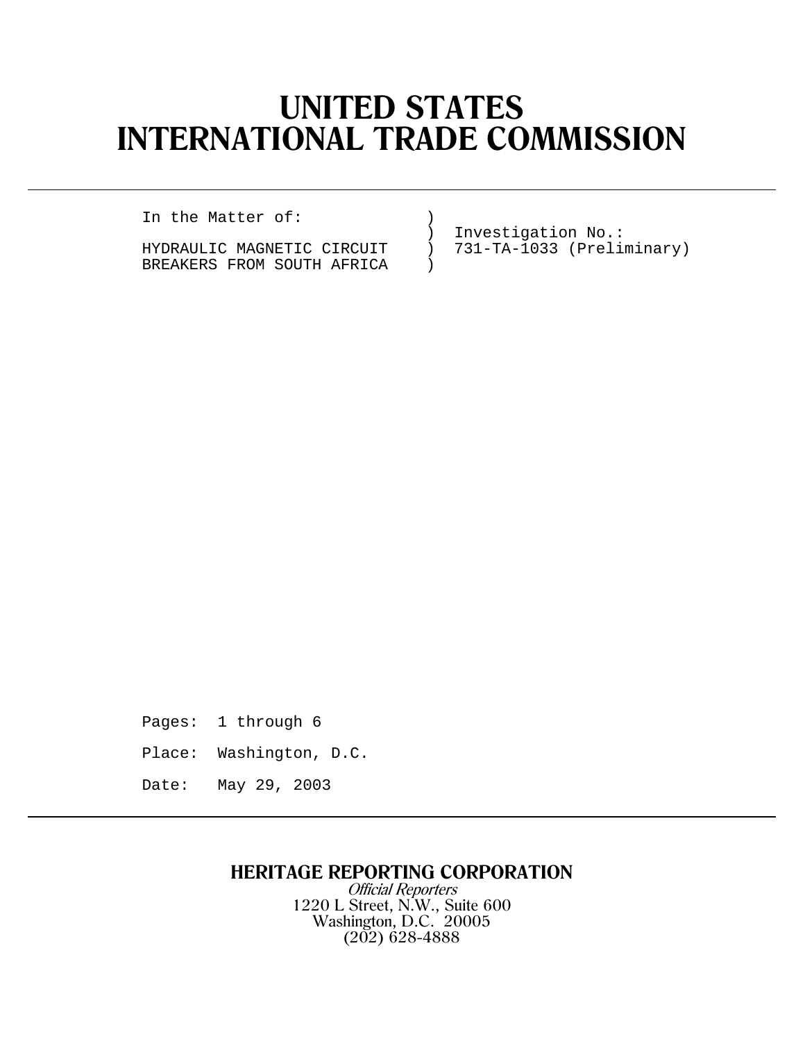# UNITED STATES
# INTERNATIONAL TRADE COMMISSION

```
In the Matter of:             )
                              )  Investigation No.:
HYDRAULIC MAGNETIC CIRCUIT    )  731-TA-1033 (Preliminary)
BREAKERS FROM SOUTH AFRICA    )
```

Pages: 1 through 6

Place: Washington, D.C.

Date: May 29, 2003

**HERITAGE REPORTING CORPORATION**

*Official Reporters*

1220 L Street, N.W., Suite 600
Washington, D.C. 20005
(202) 628-4888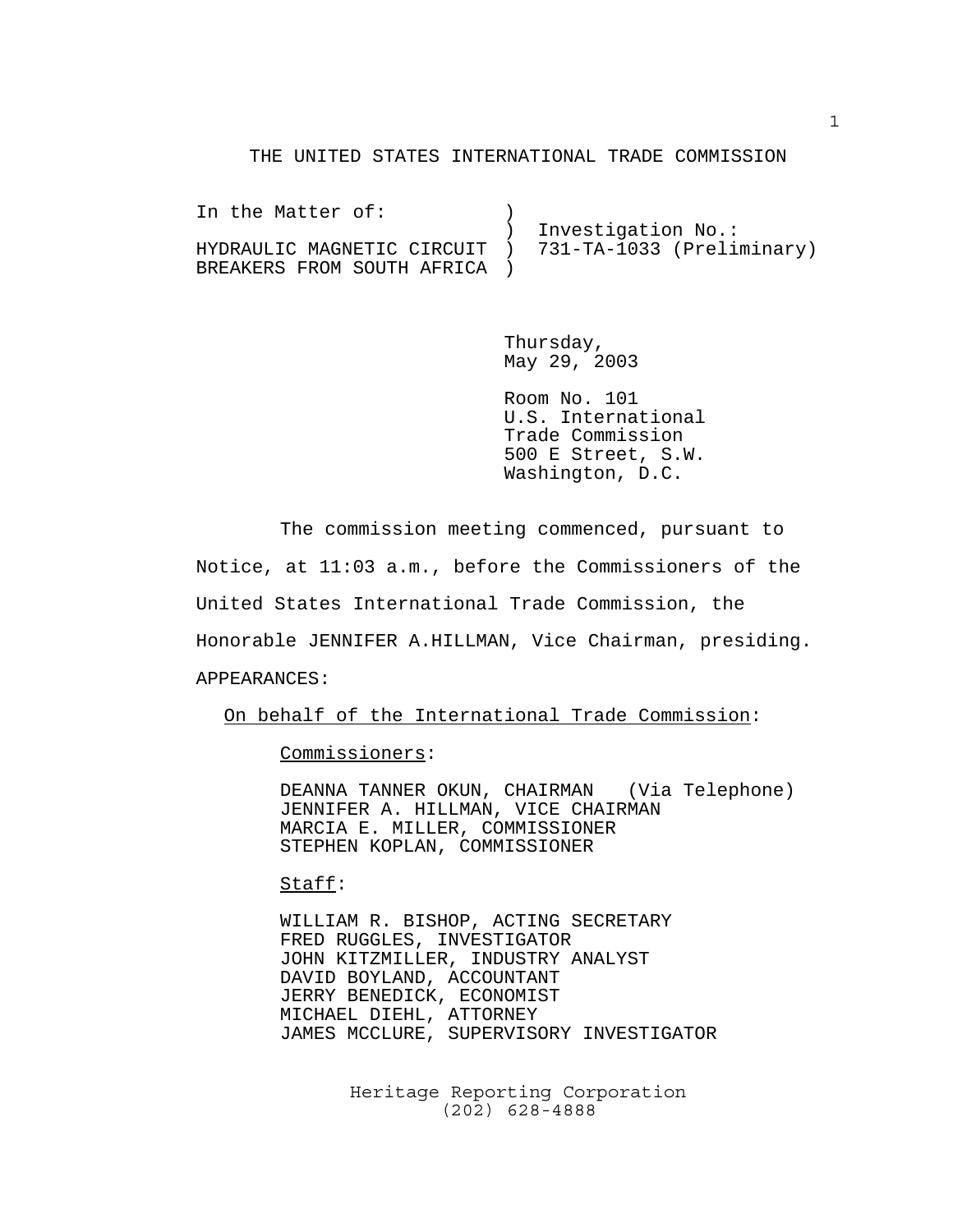THE UNITED STATES INTERNATIONAL TRADE COMMISSION

```
In the Matter of:            )
                             )  Investigation No.:
HYDRAULIC MAGNETIC CIRCUIT   )  731-TA-1033 (Preliminary)
BREAKERS FROM SOUTH AFRICA   )
```

Thursday,
May 29, 2003

Room No. 101
U.S. International
Trade Commission
500 E Street, S.W.
Washington, D.C.

The commission meeting commenced, pursuant to Notice, at 11:03 a.m., before the Commissioners of the United States International Trade Commission, the Honorable JENNIFER A.HILLMAN, Vice Chairman, presiding.

APPEARANCES:

On behalf of the International Trade Commission:

Commissioners:

DEANNA TANNER OKUN, CHAIRMAN (Via Telephone)
JENNIFER A. HILLMAN, VICE CHAIRMAN
MARCIA E. MILLER, COMMISSIONER
STEPHEN KOPLAN, COMMISSIONER

Staff:

WILLIAM R. BISHOP, ACTING SECRETARY
FRED RUGGLES, INVESTIGATOR
JOHN KITZMILLER, INDUSTRY ANALYST
DAVID BOYLAND, ACCOUNTANT
JERRY BENEDICK, ECONOMIST
MICHAEL DIEHL, ATTORNEY
JAMES MCCLURE, SUPERVISORY INVESTIGATOR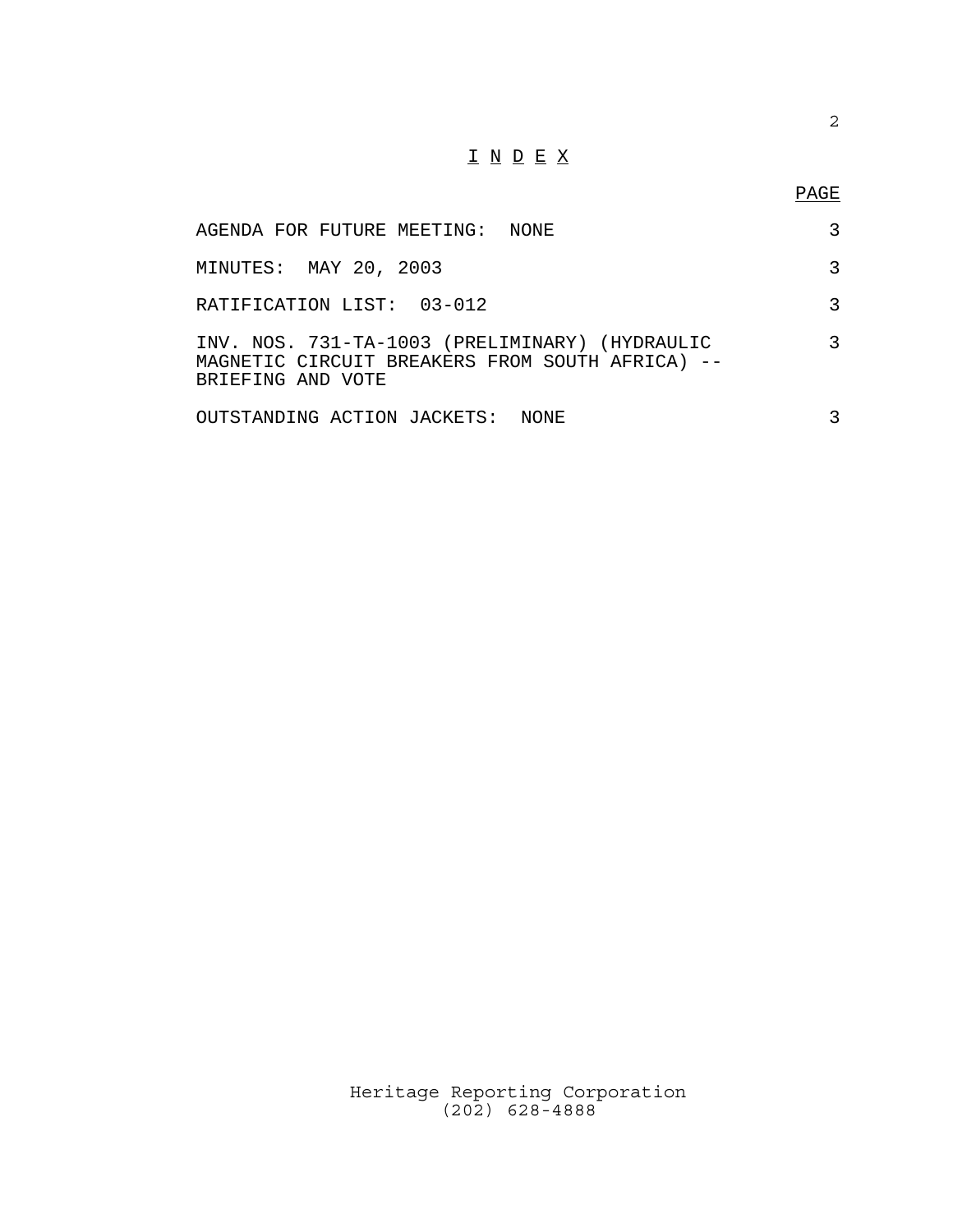# INDEX

| | PAGE |
| --- | --- |
| AGENDA FOR FUTURE MEETING: NONE | 3 |
| MINUTES: MAY 20, 2003 | 3 |
| RATIFICATION LIST: 03-012 | 3 |
| INV. NOS. 731-TA-1003 (PRELIMINARY) (HYDRAULIC MAGNETIC CIRCUIT BREAKERS FROM SOUTH AFRICA) -- BRIEFING AND VOTE | 3 |
| OUTSTANDING ACTION JACKETS: NONE | 3 |

Heritage Reporting Corporation
(202) 628-4888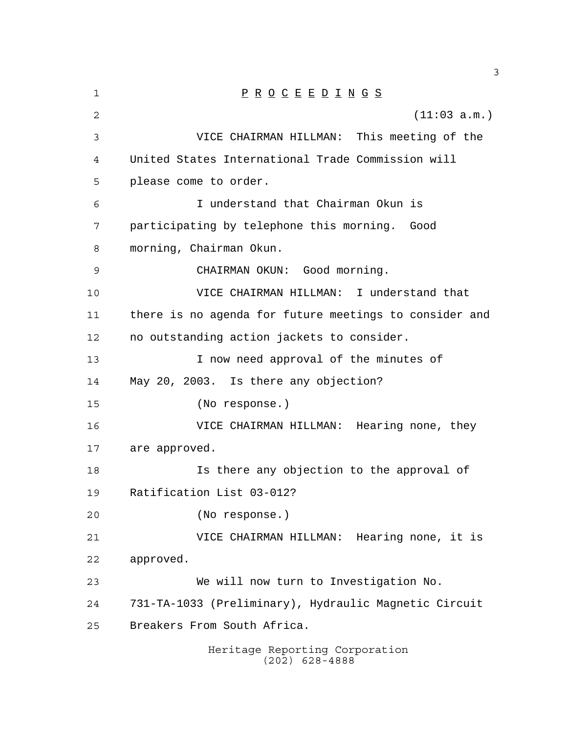P R O C E E D I N G S

(11:03 a.m.)

VICE CHAIRMAN HILLMAN: This meeting of the United States International Trade Commission will please come to order.

I understand that Chairman Okun is participating by telephone this morning. Good morning, Chairman Okun.

CHAIRMAN OKUN: Good morning.

VICE CHAIRMAN HILLMAN: I understand that there is no agenda for future meetings to consider and no outstanding action jackets to consider.

I now need approval of the minutes of May 20, 2003. Is there any objection?

(No response.)

VICE CHAIRMAN HILLMAN: Hearing none, they are approved.

Is there any objection to the approval of Ratification List 03-012?

(No response.)

VICE CHAIRMAN HILLMAN: Hearing none, it is approved.

We will now turn to Investigation No. 731-TA-1033 (Preliminary), Hydraulic Magnetic Circuit Breakers From South Africa.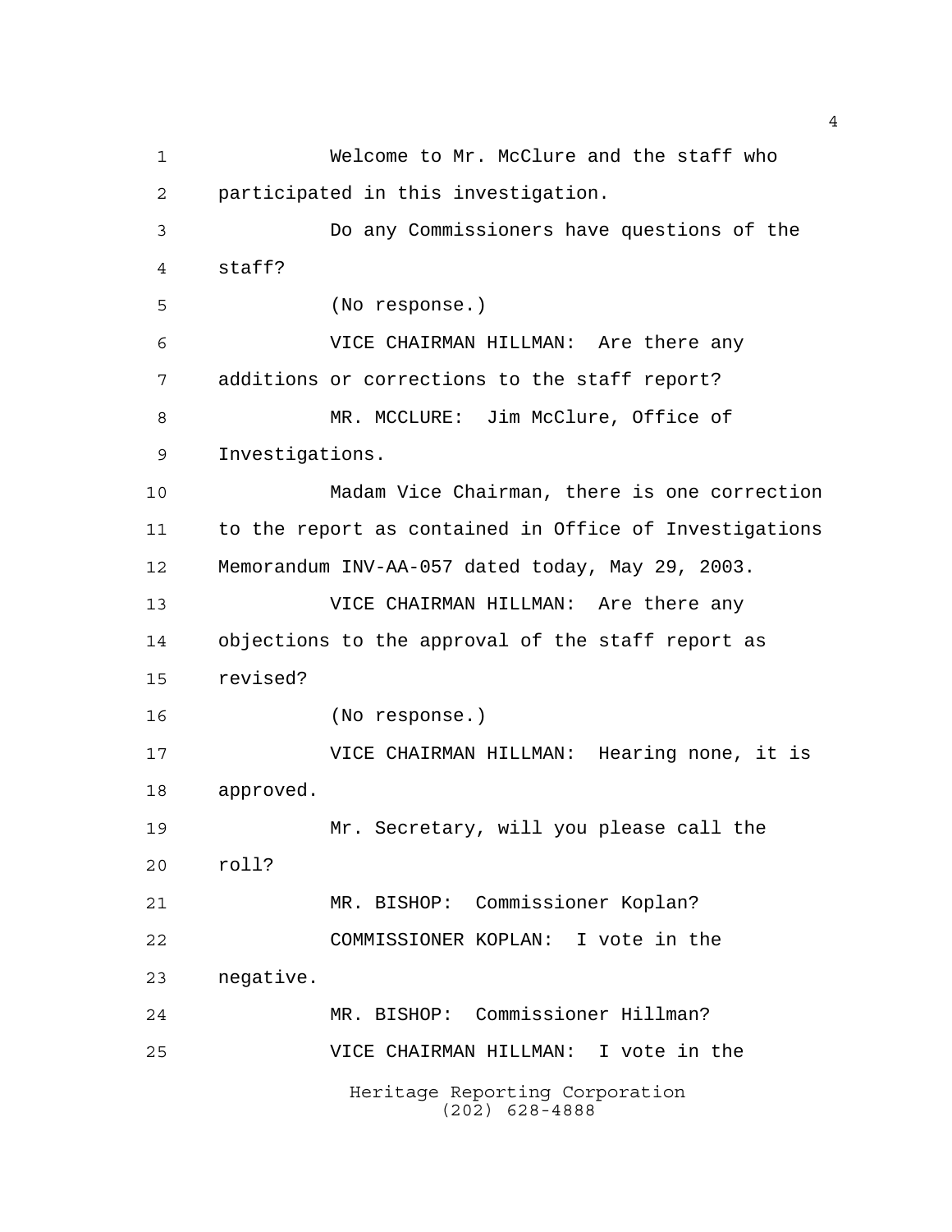Welcome to Mr. McClure and the staff who participated in this investigation.

Do any Commissioners have questions of the staff?

(No response.)

VICE CHAIRMAN HILLMAN: Are there any additions or corrections to the staff report?

MR. MCCLURE: Jim McClure, Office of Investigations.

Madam Vice Chairman, there is one correction to the report as contained in Office of Investigations Memorandum INV-AA-057 dated today, May 29, 2003.

VICE CHAIRMAN HILLMAN: Are there any objections to the approval of the staff report as revised?

(No response.)

VICE CHAIRMAN HILLMAN: Hearing none, it is approved.

Mr. Secretary, will you please call the roll?

MR. BISHOP: Commissioner Koplan?

COMMISSIONER KOPLAN: I vote in the negative.

MR. BISHOP: Commissioner Hillman?

VICE CHAIRMAN HILLMAN: I vote in the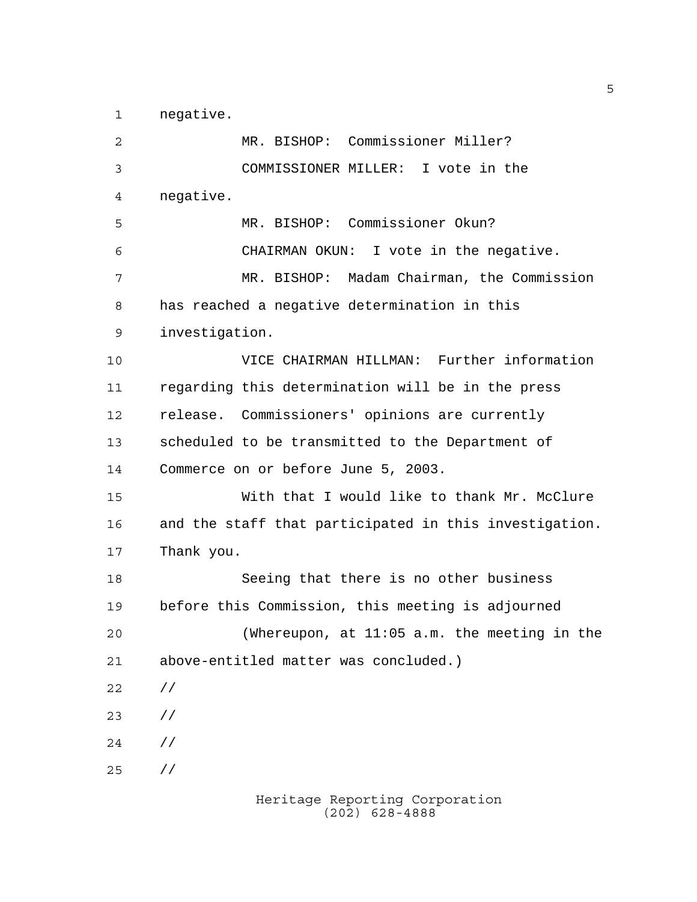negative.

MR. BISHOP: Commissioner Miller?

COMMISSIONER MILLER: I vote in the negative.

MR. BISHOP: Commissioner Okun?

CHAIRMAN OKUN: I vote in the negative.

MR. BISHOP: Madam Chairman, the Commission has reached a negative determination in this investigation.

VICE CHAIRMAN HILLMAN: Further information regarding this determination will be in the press release. Commissioners' opinions are currently scheduled to be transmitted to the Department of Commerce on or before June 5, 2003.

With that I would like to thank Mr. McClure and the staff that participated in this investigation. Thank you.

Seeing that there is no other business before this Commission, this meeting is adjourned

(Whereupon, at 11:05 a.m. the meeting in the above-entitled matter was concluded.)

//

//

//

//

Heritage Reporting Corporation
(202) 628-4888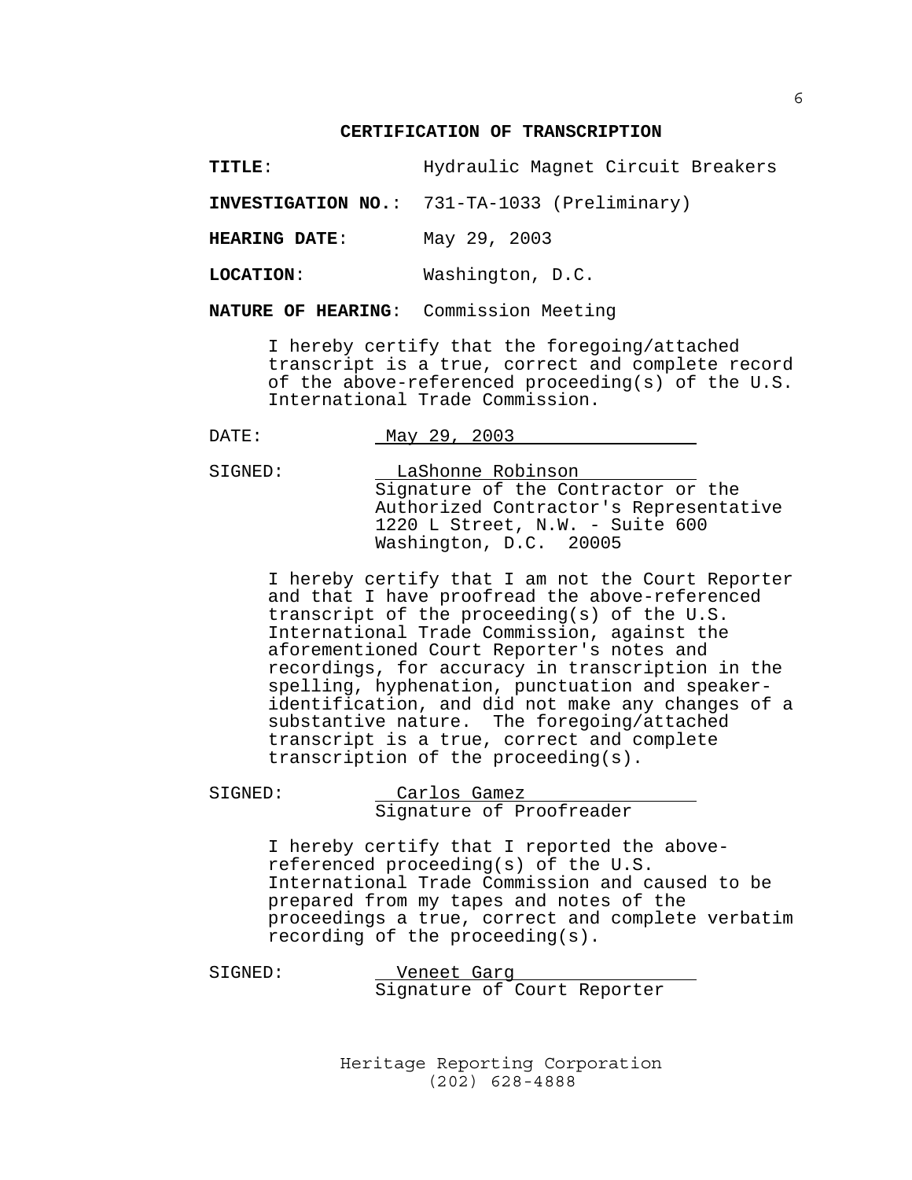## CERTIFICATION OF TRANSCRIPTION

**TITLE**: Hydraulic Magnet Circuit Breakers

**INVESTIGATION NO.**: 731-TA-1033 (Preliminary)

**HEARING DATE**: May 29, 2003

**LOCATION**: Washington, D.C.

**NATURE OF HEARING**: Commission Meeting

I hereby certify that the foregoing/attached transcript is a true, correct and complete record of the above-referenced proceeding(s) of the U.S. International Trade Commission.

DATE: May 29, 2003

SIGNED: LaShonne Robinson
Signature of the Contractor or the Authorized Contractor's Representative
1220 L Street, N.W. - Suite 600
Washington, D.C. 20005

I hereby certify that I am not the Court Reporter and that I have proofread the above-referenced transcript of the proceeding(s) of the U.S. International Trade Commission, against the aforementioned Court Reporter's notes and recordings, for accuracy in transcription in the spelling, hyphenation, punctuation and speaker-identification, and did not make any changes of a substantive nature. The foregoing/attached transcript is a true, correct and complete transcription of the proceeding(s).

SIGNED: Carlos Gamez
Signature of Proofreader

I hereby certify that I reported the above-referenced proceeding(s) of the U.S. International Trade Commission and caused to be prepared from my tapes and notes of the proceedings a true, correct and complete verbatim recording of the proceeding(s).

SIGNED: Veneet Garg
Signature of Court Reporter